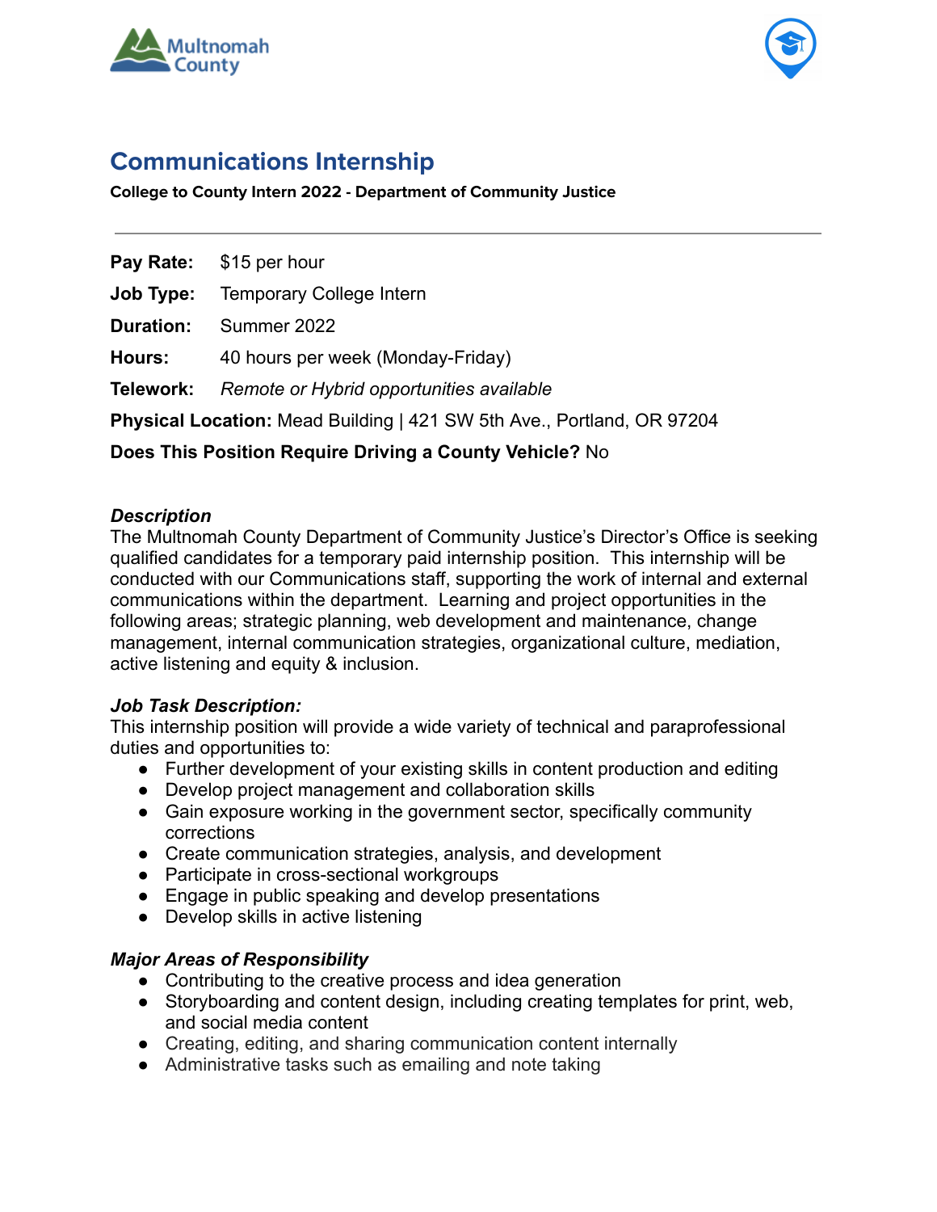# Communications Internship

**College to County Intern 2022 - Department of Community Justice**

---

**Pay Rate:** $15 per hour

**Job Type:** Temporary College Intern

**Duration:** Summer 2022

**Hours:** 40 hours per week (Monday-Friday)

**Telework:** *Remote or Hybrid opportunities available*

**Physical Location:** Mead Building | 421 SW 5th Ave., Portland, OR 97204

**Does This Position Require Driving a County Vehicle?** No

***Description***

The Multnomah County Department of Community Justice's Director's Office is seeking qualified candidates for a temporary paid internship position. This internship will be conducted with our Communications staff, supporting the work of internal and external communications within the department. Learning and project opportunities in the following areas; strategic planning, web development and maintenance, change management, internal communication strategies, organizational culture, mediation, active listening and equity & inclusion.

***Job Task Description:***

This internship position will provide a wide variety of technical and paraprofessional duties and opportunities to:

- Further development of your existing skills in content production and editing
- Develop project management and collaboration skills
- Gain exposure working in the government sector, specifically community corrections
- Create communication strategies, analysis, and development
- Participate in cross-sectional workgroups
- Engage in public speaking and develop presentations
- Develop skills in active listening

***Major Areas of Responsibility***

- Contributing to the creative process and idea generation
- Storyboarding and content design, including creating templates for print, web, and social media content
- Creating, editing, and sharing communication content internally
- Administrative tasks such as emailing and note taking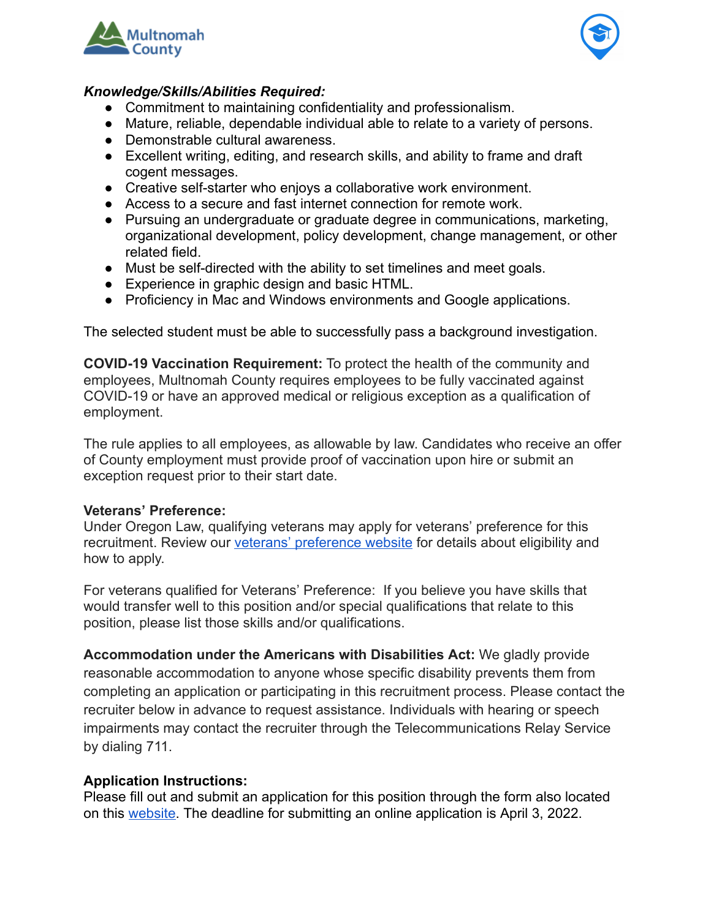***Knowledge/Skills/Abilities Required:***

- Commitment to maintaining confidentiality and professionalism.
- Mature, reliable, dependable individual able to relate to a variety of persons.
- Demonstrable cultural awareness.
- Excellent writing, editing, and research skills, and ability to frame and draft cogent messages.
- Creative self-starter who enjoys a collaborative work environment.
- Access to a secure and fast internet connection for remote work.
- Pursuing an undergraduate or graduate degree in communications, marketing, organizational development, policy development, change management, or other related field.
- Must be self-directed with the ability to set timelines and meet goals.
- Experience in graphic design and basic HTML.
- Proficiency in Mac and Windows environments and Google applications.

The selected student must be able to successfully pass a background investigation.

**COVID-19 Vaccination Requirement:** To protect the health of the community and employees, Multnomah County requires employees to be fully vaccinated against COVID-19 or have an approved medical or religious exception as a qualification of employment.

The rule applies to all employees, as allowable by law. Candidates who receive an offer of County employment must provide proof of vaccination upon hire or submit an exception request prior to their start date.

**Veterans' Preference:**
Under Oregon Law, qualifying veterans may apply for veterans' preference for this recruitment. Review our veterans' preference website for details about eligibility and how to apply.

For veterans qualified for Veterans' Preference: If you believe you have skills that would transfer well to this position and/or special qualifications that relate to this position, please list those skills and/or qualifications.

**Accommodation under the Americans with Disabilities Act:** We gladly provide reasonable accommodation to anyone whose specific disability prevents them from completing an application or participating in this recruitment process. Please contact the recruiter below in advance to request assistance. Individuals with hearing or speech impairments may contact the recruiter through the Telecommunications Relay Service by dialing 711.

**Application Instructions:**
Please fill out and submit an application for this position through the form also located on this website. The deadline for submitting an online application is April 3, 2022.